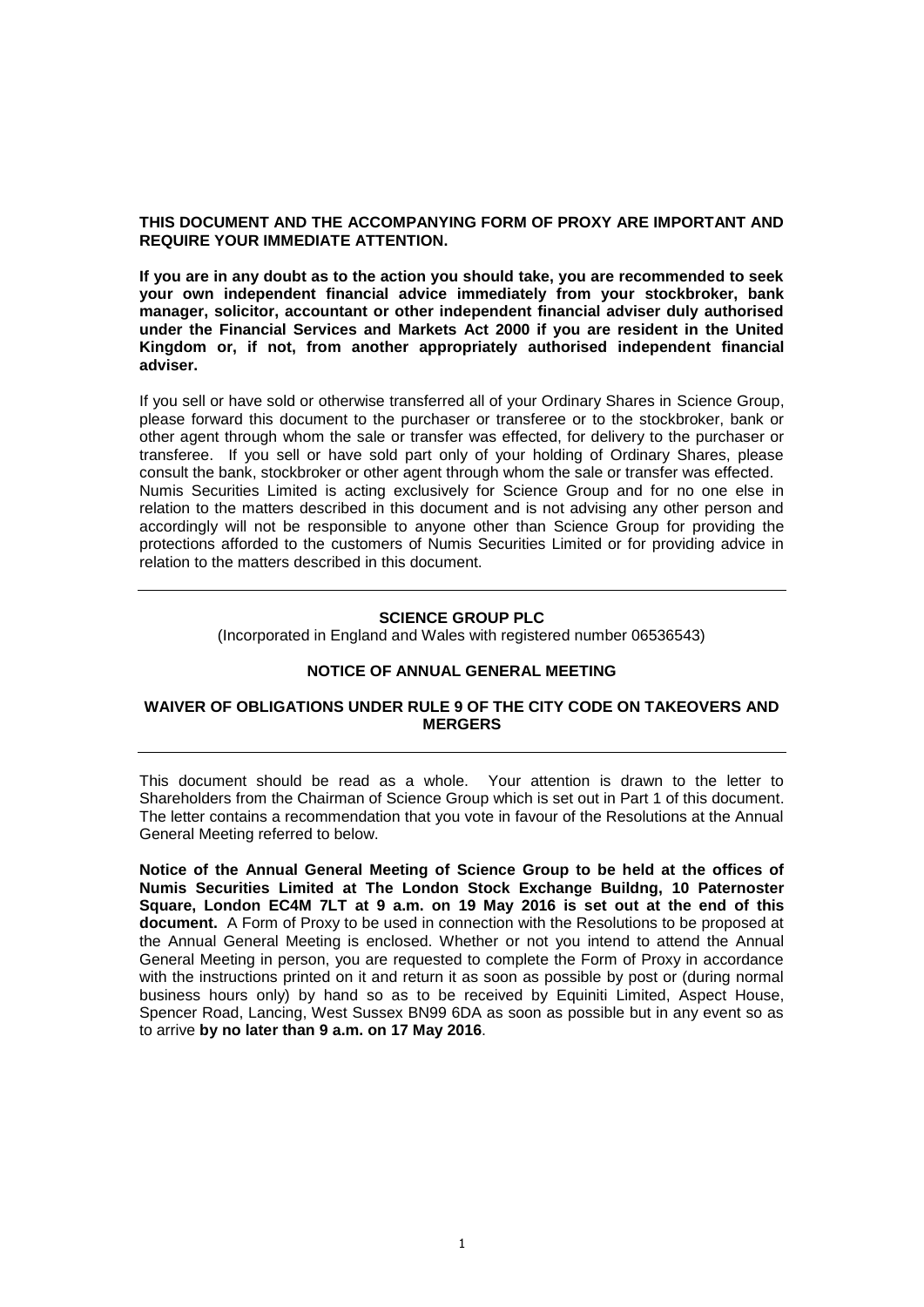**THIS DOCUMENT AND THE ACCOMPANYING FORM OF PROXY ARE IMPORTANT AND REQUIRE YOUR IMMEDIATE ATTENTION.**

**If you are in any doubt as to the action you should take, you are recommended to seek your own independent financial advice immediately from your stockbroker, bank manager, solicitor, accountant or other independent financial adviser duly authorised under the Financial Services and Markets Act 2000 if you are resident in the United Kingdom or, if not, from another appropriately authorised independent financial adviser.**

If you sell or have sold or otherwise transferred all of your Ordinary Shares in Science Group, please forward this document to the purchaser or transferee or to the stockbroker, bank or other agent through whom the sale or transfer was effected, for delivery to the purchaser or transferee. If you sell or have sold part only of your holding of Ordinary Shares, please consult the bank, stockbroker or other agent through whom the sale or transfer was effected.

Numis Securities Limited is acting exclusively for Science Group and for no one else in relation to the matters described in this document and is not advising any other person and accordingly will not be responsible to anyone other than Science Group for providing the protections afforded to the customers of Numis Securities Limited or for providing advice in relation to the matters described in this document.

---

**SCIENCE GROUP PLC**

(Incorporated in England and Wales with registered number 06536543)

**NOTICE OF ANNUAL GENERAL MEETING**

**WAIVER OF OBLIGATIONS UNDER RULE 9 OF THE CITY CODE ON TAKEOVERS AND MERGERS**

---

This document should be read as a whole. Your attention is drawn to the letter to Shareholders from the Chairman of Science Group which is set out in Part 1 of this document. The letter contains a recommendation that you vote in favour of the Resolutions at the Annual General Meeting referred to below.

**Notice of the Annual General Meeting of Science Group to be held at the offices of Numis Securities Limited at The London Stock Exchange Buildng, 10 Paternoster Square, London EC4M 7LT at 9 a.m. on 19 May 2016 is set out at the end of this document.** A Form of Proxy to be used in connection with the Resolutions to be proposed at the Annual General Meeting is enclosed. Whether or not you intend to attend the Annual General Meeting in person, you are requested to complete the Form of Proxy in accordance with the instructions printed on it and return it as soon as possible by post or (during normal business hours only) by hand so as to be received by Equiniti Limited, Aspect House, Spencer Road, Lancing, West Sussex BN99 6DA as soon as possible but in any event so as to arrive **by no later than 9 a.m. on 17 May 2016**.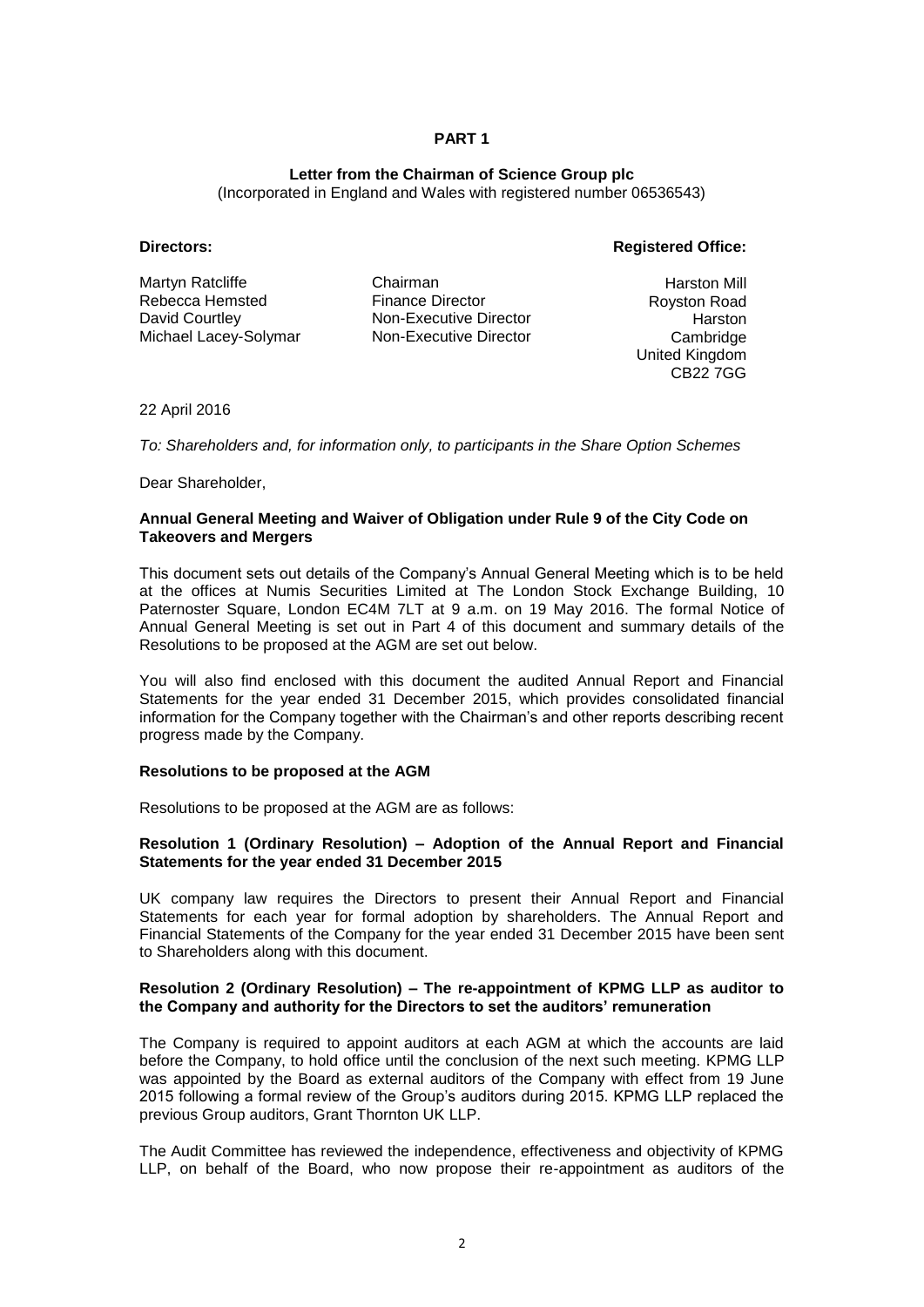# PART 1

**Letter from the Chairman of Science Group plc**
(Incorporated in England and Wales with registered number 06536543)

**Directors:**

| | |
|---|---|
| Martyn Ratcliffe | Chairman |
| Rebecca Hemsted | Finance Director |
| David Courtley | Non-Executive Director |
| Michael Lacey-Solymar | Non-Executive Director |

**Registered Office:**

Harston Mill
Royston Road
Harston
Cambridge
United Kingdom
CB22 7GG

22 April 2016

*To: Shareholders and, for information only, to participants in the Share Option Schemes*

Dear Shareholder,

**Annual General Meeting and Waiver of Obligation under Rule 9 of the City Code on Takeovers and Mergers**

This document sets out details of the Company's Annual General Meeting which is to be held at the offices at Numis Securities Limited at The London Stock Exchange Building, 10 Paternoster Square, London EC4M 7LT at 9 a.m. on 19 May 2016. The formal Notice of Annual General Meeting is set out in Part 4 of this document and summary details of the Resolutions to be proposed at the AGM are set out below.

You will also find enclosed with this document the audited Annual Report and Financial Statements for the year ended 31 December 2015, which provides consolidated financial information for the Company together with the Chairman's and other reports describing recent progress made by the Company.

**Resolutions to be proposed at the AGM**

Resolutions to be proposed at the AGM are as follows:

**Resolution 1 (Ordinary Resolution) – Adoption of the Annual Report and Financial Statements for the year ended 31 December 2015**

UK company law requires the Directors to present their Annual Report and Financial Statements for each year for formal adoption by shareholders. The Annual Report and Financial Statements of the Company for the year ended 31 December 2015 have been sent to Shareholders along with this document.

**Resolution 2 (Ordinary Resolution) – The re-appointment of KPMG LLP as auditor to the Company and authority for the Directors to set the auditors' remuneration**

The Company is required to appoint auditors at each AGM at which the accounts are laid before the Company, to hold office until the conclusion of the next such meeting. KPMG LLP was appointed by the Board as external auditors of the Company with effect from 19 June 2015 following a formal review of the Group's auditors during 2015. KPMG LLP replaced the previous Group auditors, Grant Thornton UK LLP.

The Audit Committee has reviewed the independence, effectiveness and objectivity of KPMG LLP, on behalf of the Board, who now propose their re-appointment as auditors of the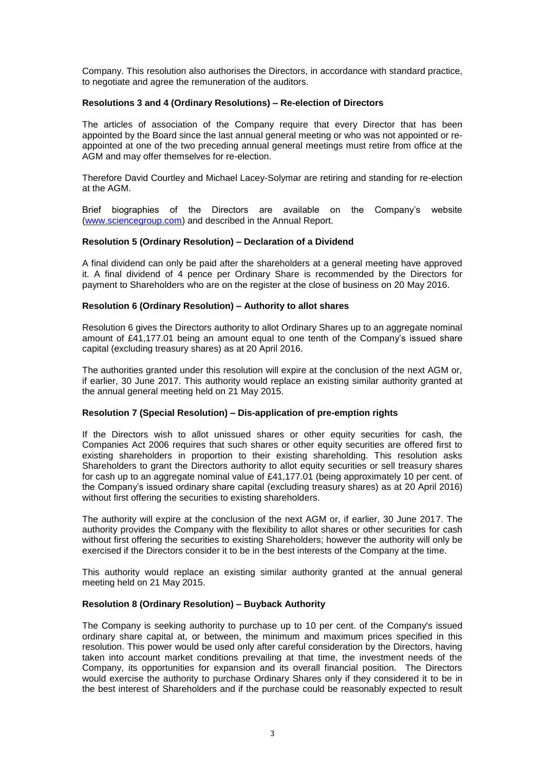Company. This resolution also authorises the Directors, in accordance with standard practice, to negotiate and agree the remuneration of the auditors.

**Resolutions 3 and 4 (Ordinary Resolutions) – Re-election of Directors**

The articles of association of the Company require that every Director that has been appointed by the Board since the last annual general meeting or who was not appointed or re-appointed at one of the two preceding annual general meetings must retire from office at the AGM and may offer themselves for re-election.

Therefore David Courtley and Michael Lacey-Solymar are retiring and standing for re-election at the AGM.

Brief biographies of the Directors are available on the Company's website (www.sciencegroup.com) and described in the Annual Report.

**Resolution 5 (Ordinary Resolution) – Declaration of a Dividend**

A final dividend can only be paid after the shareholders at a general meeting have approved it. A final dividend of 4 pence per Ordinary Share is recommended by the Directors for payment to Shareholders who are on the register at the close of business on 20 May 2016.

**Resolution 6 (Ordinary Resolution) – Authority to allot shares**

Resolution 6 gives the Directors authority to allot Ordinary Shares up to an aggregate nominal amount of £41,177.01 being an amount equal to one tenth of the Company's issued share capital (excluding treasury shares) as at 20 April 2016.

The authorities granted under this resolution will expire at the conclusion of the next AGM or, if earlier, 30 June 2017. This authority would replace an existing similar authority granted at the annual general meeting held on 21 May 2015.

**Resolution 7 (Special Resolution) – Dis-application of pre-emption rights**

If the Directors wish to allot unissued shares or other equity securities for cash, the Companies Act 2006 requires that such shares or other equity securities are offered first to existing shareholders in proportion to their existing shareholding. This resolution asks Shareholders to grant the Directors authority to allot equity securities or sell treasury shares for cash up to an aggregate nominal value of £41,177.01 (being approximately 10 per cent. of the Company's issued ordinary share capital (excluding treasury shares) as at 20 April 2016) without first offering the securities to existing shareholders.

The authority will expire at the conclusion of the next AGM or, if earlier, 30 June 2017. The authority provides the Company with the flexibility to allot shares or other securities for cash without first offering the securities to existing Shareholders; however the authority will only be exercised if the Directors consider it to be in the best interests of the Company at the time.

This authority would replace an existing similar authority granted at the annual general meeting held on 21 May 2015.

**Resolution 8 (Ordinary Resolution) – Buyback Authority**

The Company is seeking authority to purchase up to 10 per cent. of the Company's issued ordinary share capital at, or between, the minimum and maximum prices specified in this resolution. This power would be used only after careful consideration by the Directors, having taken into account market conditions prevailing at that time, the investment needs of the Company, its opportunities for expansion and its overall financial position. The Directors would exercise the authority to purchase Ordinary Shares only if they considered it to be in the best interest of Shareholders and if the purchase could be reasonably expected to result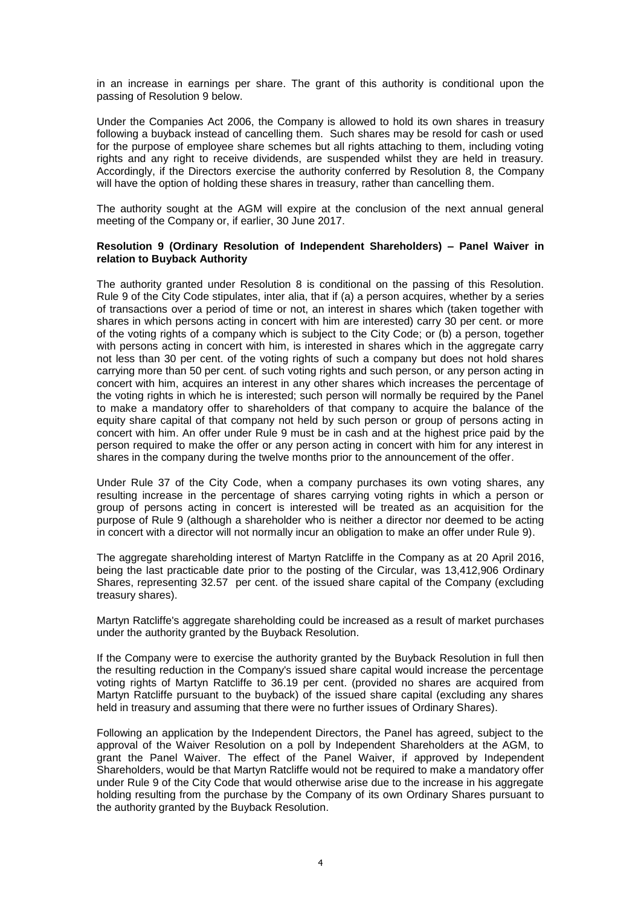in an increase in earnings per share. The grant of this authority is conditional upon the passing of Resolution 9 below.

Under the Companies Act 2006, the Company is allowed to hold its own shares in treasury following a buyback instead of cancelling them. Such shares may be resold for cash or used for the purpose of employee share schemes but all rights attaching to them, including voting rights and any right to receive dividends, are suspended whilst they are held in treasury. Accordingly, if the Directors exercise the authority conferred by Resolution 8, the Company will have the option of holding these shares in treasury, rather than cancelling them.

The authority sought at the AGM will expire at the conclusion of the next annual general meeting of the Company or, if earlier, 30 June 2017.

**Resolution 9 (Ordinary Resolution of Independent Shareholders) – Panel Waiver in relation to Buyback Authority**

The authority granted under Resolution 8 is conditional on the passing of this Resolution. Rule 9 of the City Code stipulates, inter alia, that if (a) a person acquires, whether by a series of transactions over a period of time or not, an interest in shares which (taken together with shares in which persons acting in concert with him are interested) carry 30 per cent. or more of the voting rights of a company which is subject to the City Code; or (b) a person, together with persons acting in concert with him, is interested in shares which in the aggregate carry not less than 30 per cent. of the voting rights of such a company but does not hold shares carrying more than 50 per cent. of such voting rights and such person, or any person acting in concert with him, acquires an interest in any other shares which increases the percentage of the voting rights in which he is interested; such person will normally be required by the Panel to make a mandatory offer to shareholders of that company to acquire the balance of the equity share capital of that company not held by such person or group of persons acting in concert with him. An offer under Rule 9 must be in cash and at the highest price paid by the person required to make the offer or any person acting in concert with him for any interest in shares in the company during the twelve months prior to the announcement of the offer.

Under Rule 37 of the City Code, when a company purchases its own voting shares, any resulting increase in the percentage of shares carrying voting rights in which a person or group of persons acting in concert is interested will be treated as an acquisition for the purpose of Rule 9 (although a shareholder who is neither a director nor deemed to be acting in concert with a director will not normally incur an obligation to make an offer under Rule 9).

The aggregate shareholding interest of Martyn Ratcliffe in the Company as at 20 April 2016, being the last practicable date prior to the posting of the Circular, was 13,412,906 Ordinary Shares, representing 32.57 per cent. of the issued share capital of the Company (excluding treasury shares).

Martyn Ratcliffe's aggregate shareholding could be increased as a result of market purchases under the authority granted by the Buyback Resolution.

If the Company were to exercise the authority granted by the Buyback Resolution in full then the resulting reduction in the Company's issued share capital would increase the percentage voting rights of Martyn Ratcliffe to 36.19 per cent. (provided no shares are acquired from Martyn Ratcliffe pursuant to the buyback) of the issued share capital (excluding any shares held in treasury and assuming that there were no further issues of Ordinary Shares).

Following an application by the Independent Directors, the Panel has agreed, subject to the approval of the Waiver Resolution on a poll by Independent Shareholders at the AGM, to grant the Panel Waiver. The effect of the Panel Waiver, if approved by Independent Shareholders, would be that Martyn Ratcliffe would not be required to make a mandatory offer under Rule 9 of the City Code that would otherwise arise due to the increase in his aggregate holding resulting from the purchase by the Company of its own Ordinary Shares pursuant to the authority granted by the Buyback Resolution.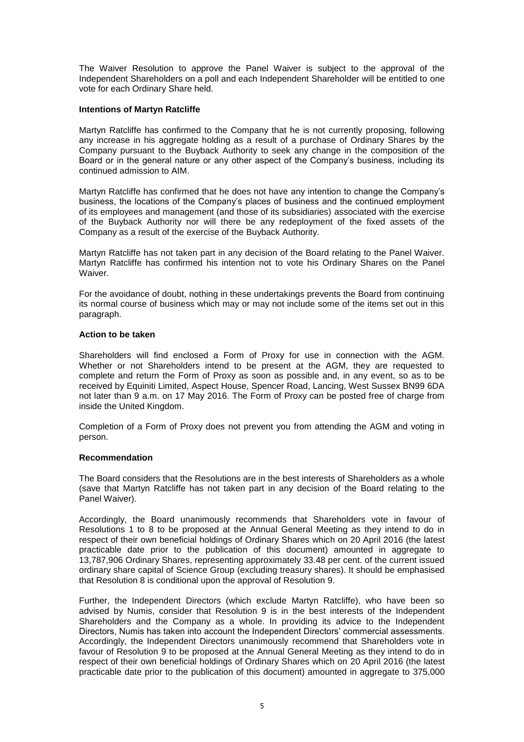The Waiver Resolution to approve the Panel Waiver is subject to the approval of the Independent Shareholders on a poll and each Independent Shareholder will be entitled to one vote for each Ordinary Share held.

**Intentions of Martyn Ratcliffe**

Martyn Ratcliffe has confirmed to the Company that he is not currently proposing, following any increase in his aggregate holding as a result of a purchase of Ordinary Shares by the Company pursuant to the Buyback Authority to seek any change in the composition of the Board or in the general nature or any other aspect of the Company's business, including its continued admission to AIM.

Martyn Ratcliffe has confirmed that he does not have any intention to change the Company's business, the locations of the Company's places of business and the continued employment of its employees and management (and those of its subsidiaries) associated with the exercise of the Buyback Authority nor will there be any redeployment of the fixed assets of the Company as a result of the exercise of the Buyback Authority.

Martyn Ratcliffe has not taken part in any decision of the Board relating to the Panel Waiver. Martyn Ratcliffe has confirmed his intention not to vote his Ordinary Shares on the Panel Waiver.

For the avoidance of doubt, nothing in these undertakings prevents the Board from continuing its normal course of business which may or may not include some of the items set out in this paragraph.

**Action to be taken**

Shareholders will find enclosed a Form of Proxy for use in connection with the AGM. Whether or not Shareholders intend to be present at the AGM, they are requested to complete and return the Form of Proxy as soon as possible and, in any event, so as to be received by Equiniti Limited, Aspect House, Spencer Road, Lancing, West Sussex BN99 6DA not later than 9 a.m. on 17 May 2016. The Form of Proxy can be posted free of charge from inside the United Kingdom.

Completion of a Form of Proxy does not prevent you from attending the AGM and voting in person.

**Recommendation**

The Board considers that the Resolutions are in the best interests of Shareholders as a whole (save that Martyn Ratcliffe has not taken part in any decision of the Board relating to the Panel Waiver).

Accordingly, the Board unanimously recommends that Shareholders vote in favour of Resolutions 1 to 8 to be proposed at the Annual General Meeting as they intend to do in respect of their own beneficial holdings of Ordinary Shares which on 20 April 2016 (the latest practicable date prior to the publication of this document) amounted in aggregate to 13,787,906 Ordinary Shares, representing approximately 33.48 per cent. of the current issued ordinary share capital of Science Group (excluding treasury shares). It should be emphasised that Resolution 8 is conditional upon the approval of Resolution 9.

Further, the Independent Directors (which exclude Martyn Ratcliffe), who have been so advised by Numis, consider that Resolution 9 is in the best interests of the Independent Shareholders and the Company as a whole. In providing its advice to the Independent Directors, Numis has taken into account the Independent Directors' commercial assessments. Accordingly, the Independent Directors unanimously recommend that Shareholders vote in favour of Resolution 9 to be proposed at the Annual General Meeting as they intend to do in respect of their own beneficial holdings of Ordinary Shares which on 20 April 2016 (the latest practicable date prior to the publication of this document) amounted in aggregate to 375,000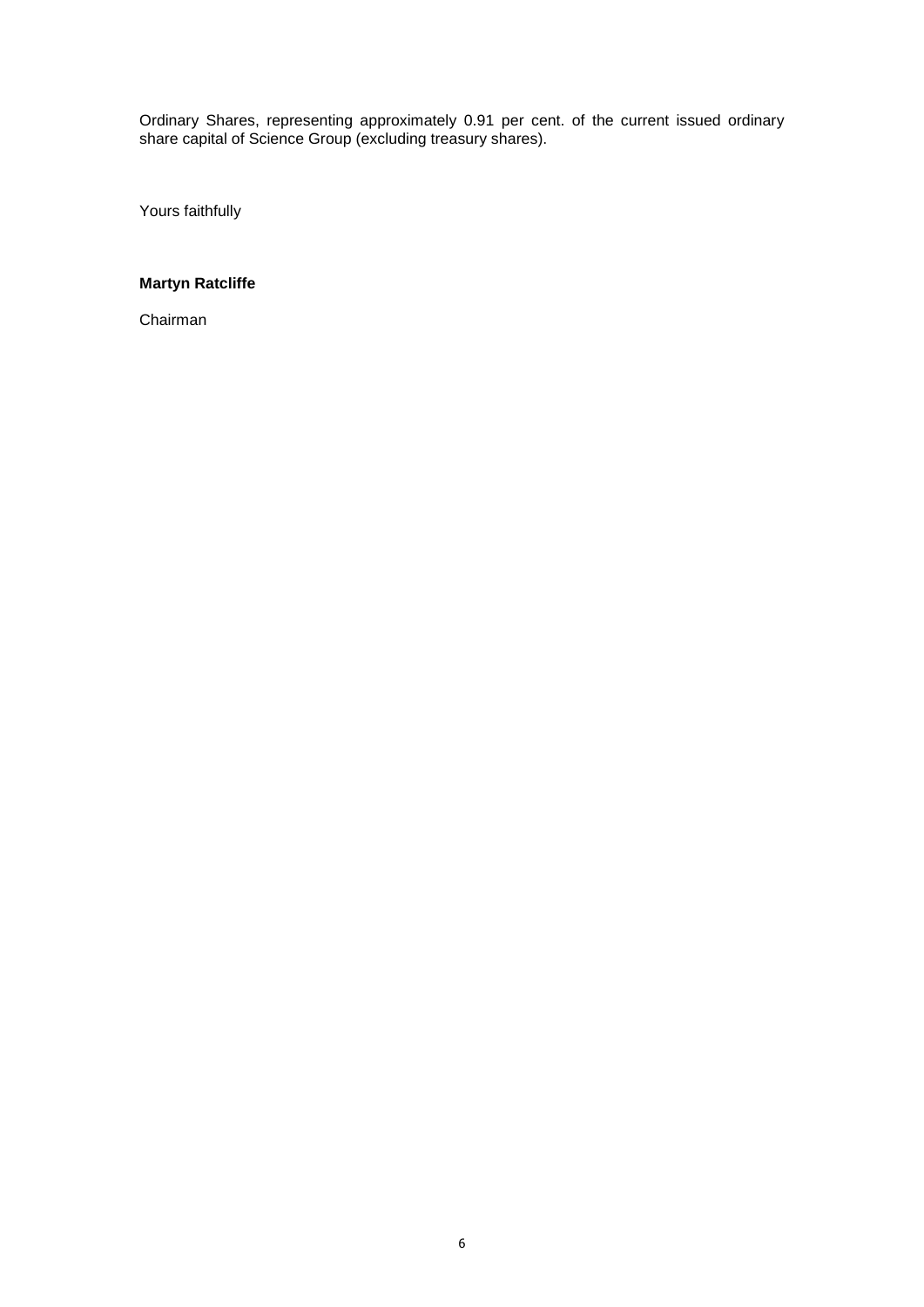Ordinary Shares, representing approximately 0.91 per cent. of the current issued ordinary share capital of Science Group (excluding treasury shares).

Yours faithfully

**Martyn Ratcliffe**

Chairman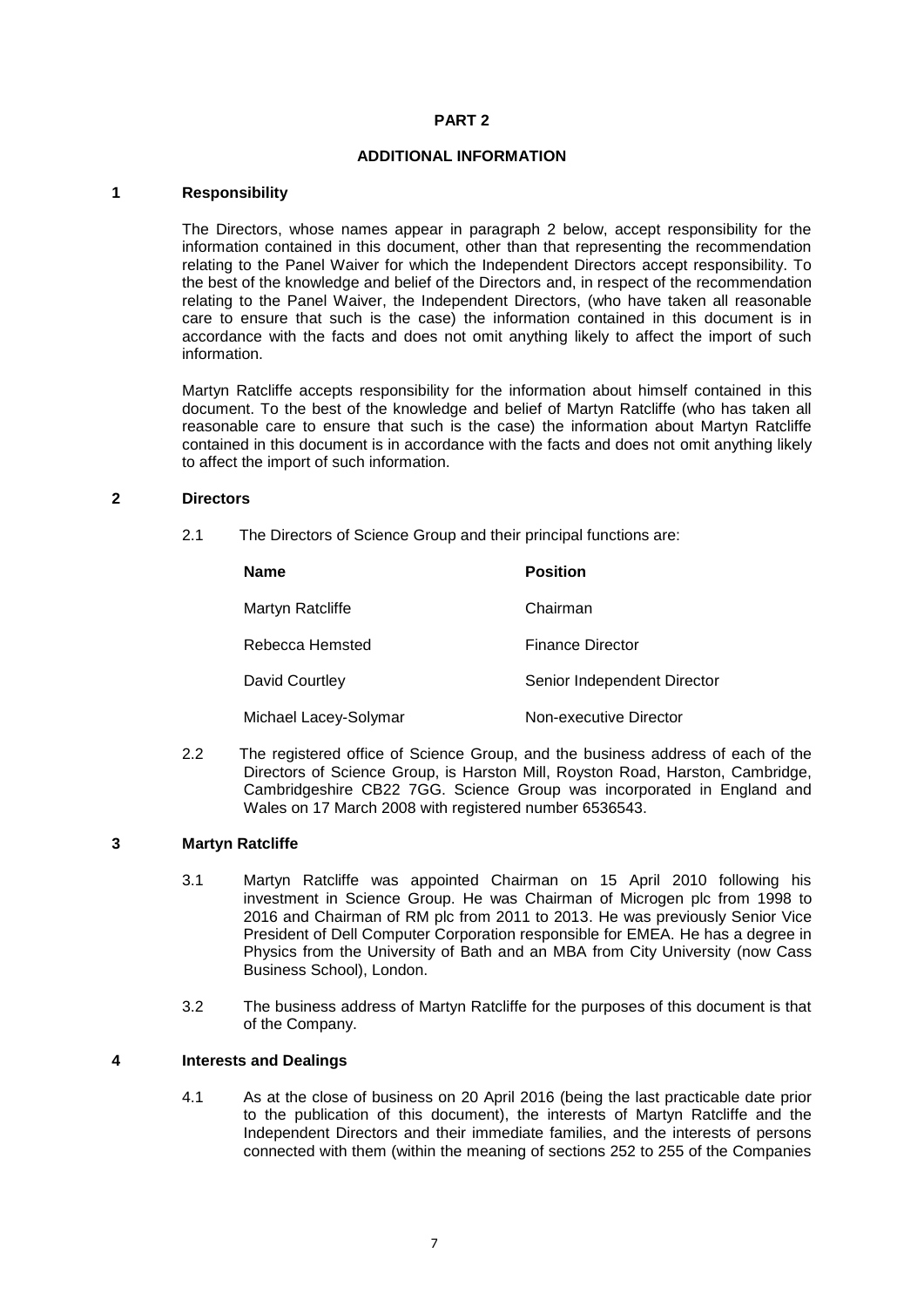# PART 2

## ADDITIONAL INFORMATION

### 1 Responsibility

The Directors, whose names appear in paragraph 2 below, accept responsibility for the information contained in this document, other than that representing the recommendation relating to the Panel Waiver for which the Independent Directors accept responsibility. To the best of the knowledge and belief of the Directors and, in respect of the recommendation relating to the Panel Waiver, the Independent Directors, (who have taken all reasonable care to ensure that such is the case) the information contained in this document is in accordance with the facts and does not omit anything likely to affect the import of such information.

Martyn Ratcliffe accepts responsibility for the information about himself contained in this document. To the best of the knowledge and belief of Martyn Ratcliffe (who has taken all reasonable care to ensure that such is the case) the information about Martyn Ratcliffe contained in this document is in accordance with the facts and does not omit anything likely to affect the import of such information.

### 2 Directors

2.1 The Directors of Science Group and their principal functions are:

| Name | Position |
|---|---|
| Martyn Ratcliffe | Chairman |
| Rebecca Hemsted | Finance Director |
| David Courtley | Senior Independent Director |
| Michael Lacey-Solymar | Non-executive Director |

2.2 The registered office of Science Group, and the business address of each of the Directors of Science Group, is Harston Mill, Royston Road, Harston, Cambridge, Cambridgeshire CB22 7GG. Science Group was incorporated in England and Wales on 17 March 2008 with registered number 6536543.

### 3 Martyn Ratcliffe

3.1 Martyn Ratcliffe was appointed Chairman on 15 April 2010 following his investment in Science Group. He was Chairman of Microgen plc from 1998 to 2016 and Chairman of RM plc from 2011 to 2013. He was previously Senior Vice President of Dell Computer Corporation responsible for EMEA. He has a degree in Physics from the University of Bath and an MBA from City University (now Cass Business School), London.

3.2 The business address of Martyn Ratcliffe for the purposes of this document is that of the Company.

### 4 Interests and Dealings

4.1 As at the close of business on 20 April 2016 (being the last practicable date prior to the publication of this document), the interests of Martyn Ratcliffe and the Independent Directors and their immediate families, and the interests of persons connected with them (within the meaning of sections 252 to 255 of the Companies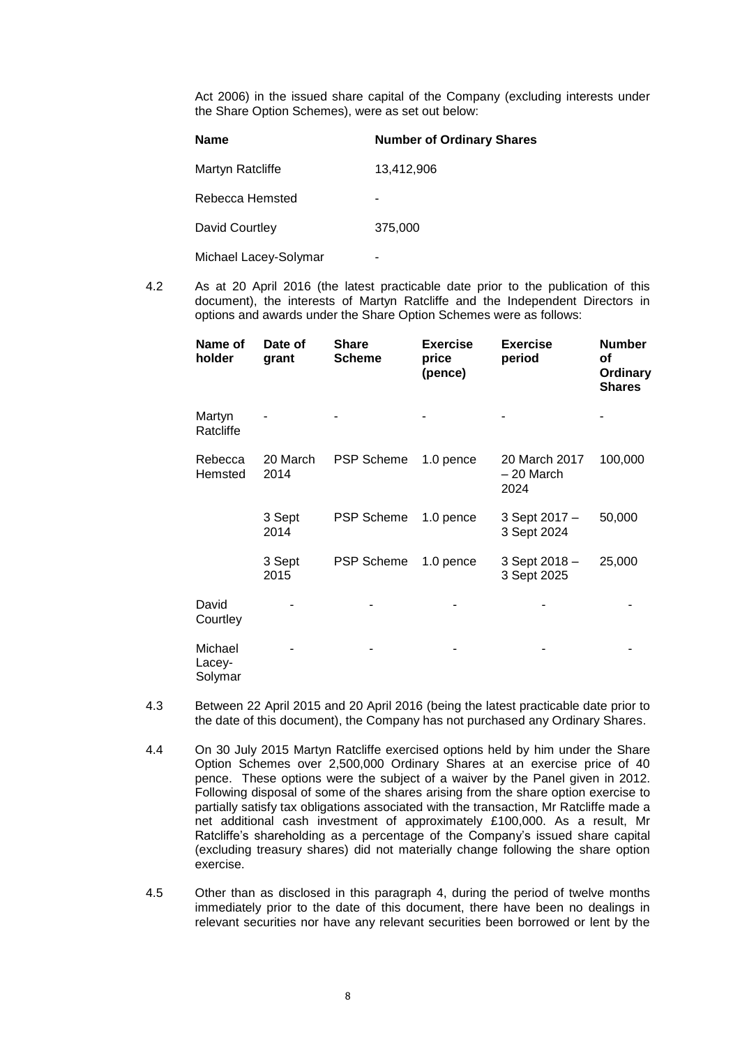Act 2006) in the issued share capital of the Company (excluding interests under the Share Option Schemes), were as set out below:

| Name | Number of Ordinary Shares |
|---|---|
| Martyn Ratcliffe | 13,412,906 |
| Rebecca Hemsted | - |
| David Courtley | 375,000 |
| Michael Lacey-Solymar | - |

4.2 As at 20 April 2016 (the latest practicable date prior to the publication of this document), the interests of Martyn Ratcliffe and the Independent Directors in options and awards under the Share Option Schemes were as follows:

| Name of holder | Date of grant | Share Scheme | Exercise price (pence) | Exercise period | Number of Ordinary Shares |
|---|---|---|---|---|---|
| Martyn Ratcliffe | - | - | - | - | - |
| Rebecca Hemsted | 20 March 2014 | PSP Scheme | 1.0 pence | 20 March 2017 – 20 March 2024 | 100,000 |
| | 3 Sept 2014 | PSP Scheme | 1.0 pence | 3 Sept 2017 – 3 Sept 2024 | 50,000 |
| | 3 Sept 2015 | PSP Scheme | 1.0 pence | 3 Sept 2018 – 3 Sept 2025 | 25,000 |
| David Courtley | - | - | - | - | - |
| Michael Lacey-Solymar | - | - | - | - | - |

4.3 Between 22 April 2015 and 20 April 2016 (being the latest practicable date prior to the date of this document), the Company has not purchased any Ordinary Shares.

4.4 On 30 July 2015 Martyn Ratcliffe exercised options held by him under the Share Option Schemes over 2,500,000 Ordinary Shares at an exercise price of 40 pence. These options were the subject of a waiver by the Panel given in 2012. Following disposal of some of the shares arising from the share option exercise to partially satisfy tax obligations associated with the transaction, Mr Ratcliffe made a net additional cash investment of approximately £100,000. As a result, Mr Ratcliffe's shareholding as a percentage of the Company's issued share capital (excluding treasury shares) did not materially change following the share option exercise.

4.5 Other than as disclosed in this paragraph 4, during the period of twelve months immediately prior to the date of this document, there have been no dealings in relevant securities nor have any relevant securities been borrowed or lent by the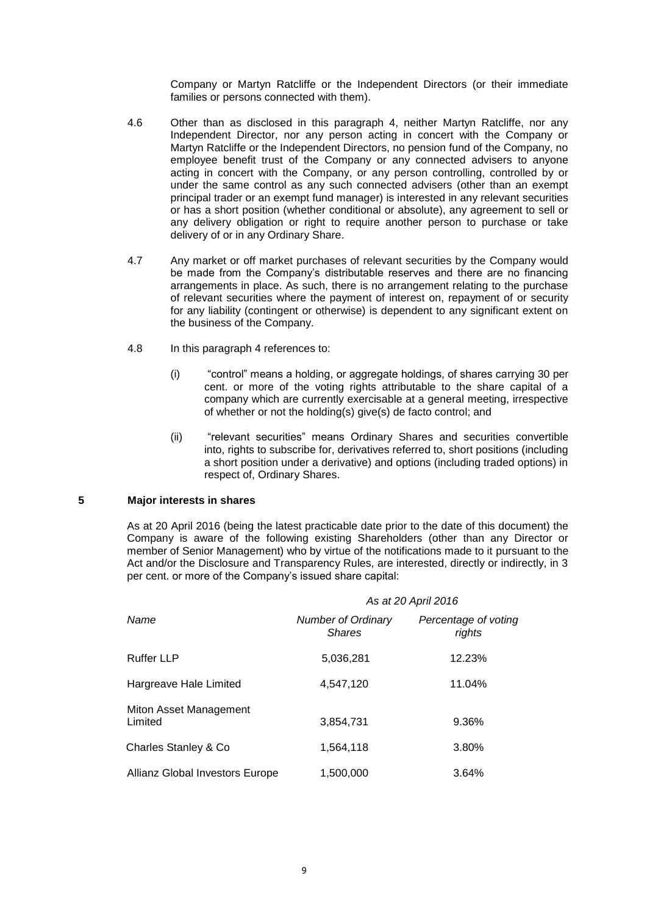Company or Martyn Ratcliffe or the Independent Directors (or their immediate families or persons connected with them).

4.6 Other than as disclosed in this paragraph 4, neither Martyn Ratcliffe, nor any Independent Director, nor any person acting in concert with the Company or Martyn Ratcliffe or the Independent Directors, no pension fund of the Company, no employee benefit trust of the Company or any connected advisers to anyone acting in concert with the Company, or any person controlling, controlled by or under the same control as any such connected advisers (other than an exempt principal trader or an exempt fund manager) is interested in any relevant securities or has a short position (whether conditional or absolute), any agreement to sell or any delivery obligation or right to require another person to purchase or take delivery of or in any Ordinary Share.

4.7 Any market or off market purchases of relevant securities by the Company would be made from the Company's distributable reserves and there are no financing arrangements in place. As such, there is no arrangement relating to the purchase of relevant securities where the payment of interest on, repayment of or security for any liability (contingent or otherwise) is dependent to any significant extent on the business of the Company.

4.8 In this paragraph 4 references to:

(i) "control" means a holding, or aggregate holdings, of shares carrying 30 per cent. or more of the voting rights attributable to the share capital of a company which are currently exercisable at a general meeting, irrespective of whether or not the holding(s) give(s) de facto control; and

(ii) "relevant securities" means Ordinary Shares and securities convertible into, rights to subscribe for, derivatives referred to, short positions (including a short position under a derivative) and options (including traded options) in respect of, Ordinary Shares.

## 5 Major interests in shares

As at 20 April 2016 (being the latest practicable date prior to the date of this document) the Company is aware of the following existing Shareholders (other than any Director or member of Senior Management) who by virtue of the notifications made to it pursuant to the Act and/or the Disclosure and Transparency Rules, are interested, directly or indirectly, in 3 per cent. or more of the Company's issued share capital:

| | *As at 20 April 2016* | |
|---|---|---|
| *Name* | *Number of Ordinary Shares* | *Percentage of voting rights* |
| Ruffer LLP | 5,036,281 | 12.23% |
| Hargreave Hale Limited | 4,547,120 | 11.04% |
| Miton Asset Management Limited | 3,854,731 | 9.36% |
| Charles Stanley & Co | 1,564,118 | 3.80% |
| Allianz Global Investors Europe | 1,500,000 | 3.64% |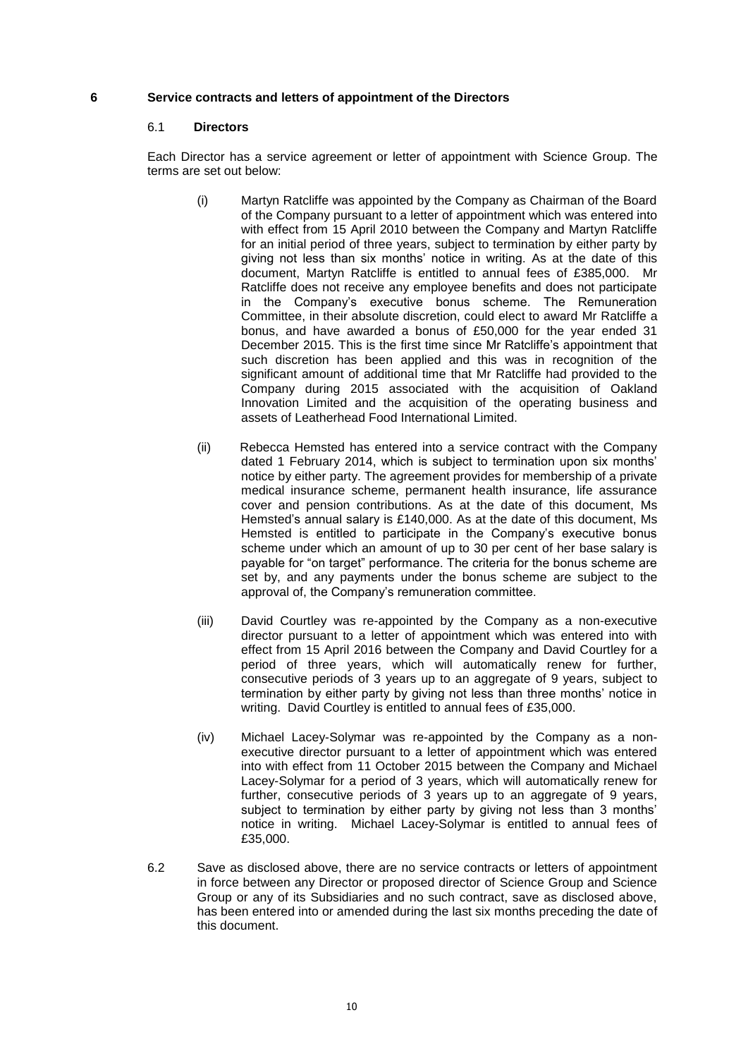## 6 Service contracts and letters of appointment of the Directors

### 6.1 Directors

Each Director has a service agreement or letter of appointment with Science Group. The terms are set out below:

(i) Martyn Ratcliffe was appointed by the Company as Chairman of the Board of the Company pursuant to a letter of appointment which was entered into with effect from 15 April 2010 between the Company and Martyn Ratcliffe for an initial period of three years, subject to termination by either party by giving not less than six months' notice in writing. As at the date of this document, Martyn Ratcliffe is entitled to annual fees of £385,000. Mr Ratcliffe does not receive any employee benefits and does not participate in the Company's executive bonus scheme. The Remuneration Committee, in their absolute discretion, could elect to award Mr Ratcliffe a bonus, and have awarded a bonus of £50,000 for the year ended 31 December 2015. This is the first time since Mr Ratcliffe's appointment that such discretion has been applied and this was in recognition of the significant amount of additional time that Mr Ratcliffe had provided to the Company during 2015 associated with the acquisition of Oakland Innovation Limited and the acquisition of the operating business and assets of Leatherhead Food International Limited.

(ii) Rebecca Hemsted has entered into a service contract with the Company dated 1 February 2014, which is subject to termination upon six months' notice by either party. The agreement provides for membership of a private medical insurance scheme, permanent health insurance, life assurance cover and pension contributions. As at the date of this document, Ms Hemsted's annual salary is £140,000. As at the date of this document, Ms Hemsted is entitled to participate in the Company's executive bonus scheme under which an amount of up to 30 per cent of her base salary is payable for "on target" performance. The criteria for the bonus scheme are set by, and any payments under the bonus scheme are subject to the approval of, the Company's remuneration committee.

(iii) David Courtley was re-appointed by the Company as a non-executive director pursuant to a letter of appointment which was entered into with effect from 15 April 2016 between the Company and David Courtley for a period of three years, which will automatically renew for further, consecutive periods of 3 years up to an aggregate of 9 years, subject to termination by either party by giving not less than three months' notice in writing. David Courtley is entitled to annual fees of £35,000.

(iv) Michael Lacey-Solymar was re-appointed by the Company as a non-executive director pursuant to a letter of appointment which was entered into with effect from 11 October 2015 between the Company and Michael Lacey-Solymar for a period of 3 years, which will automatically renew for further, consecutive periods of 3 years up to an aggregate of 9 years, subject to termination by either party by giving not less than 3 months' notice in writing. Michael Lacey-Solymar is entitled to annual fees of £35,000.

6.2 Save as disclosed above, there are no service contracts or letters of appointment in force between any Director or proposed director of Science Group and Science Group or any of its Subsidiaries and no such contract, save as disclosed above, has been entered into or amended during the last six months preceding the date of this document.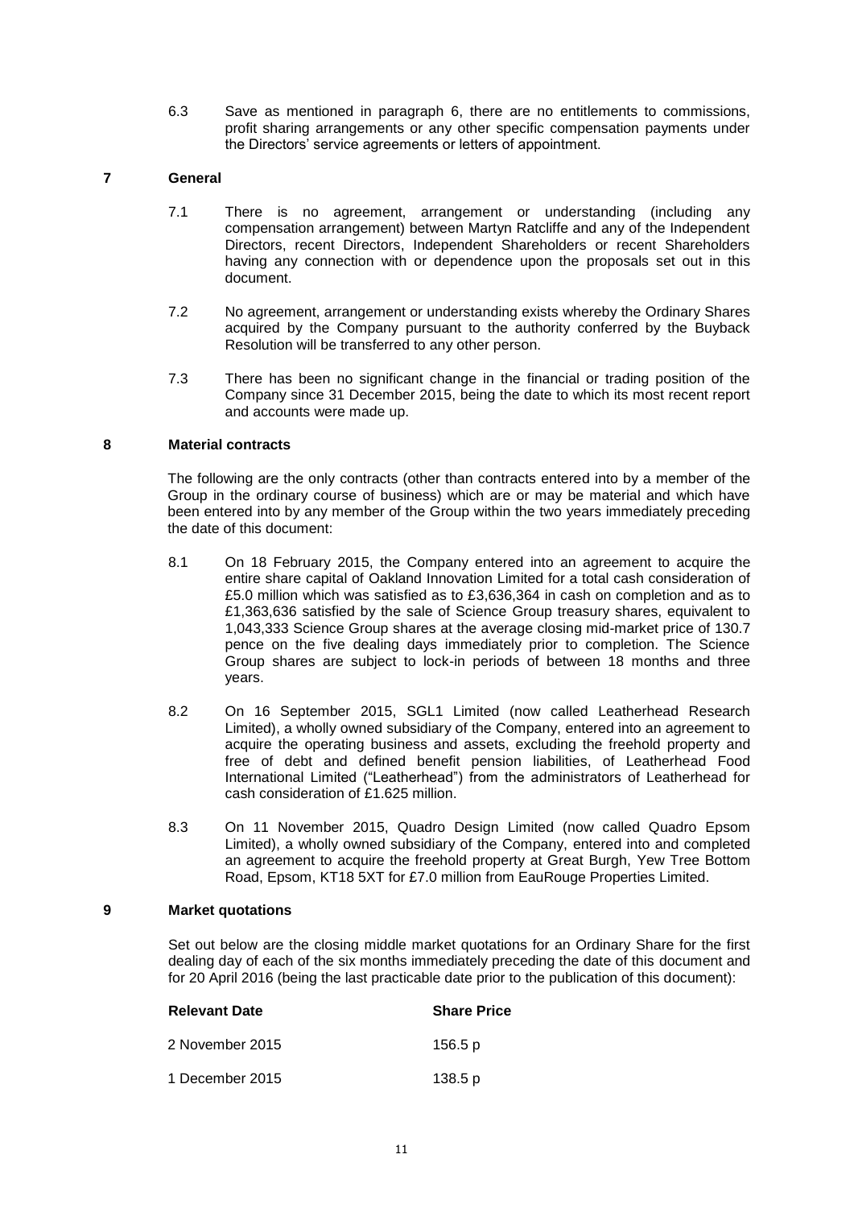6.3 Save as mentioned in paragraph 6, there are no entitlements to commissions, profit sharing arrangements or any other specific compensation payments under the Directors' service agreements or letters of appointment.

## 7 General

7.1 There is no agreement, arrangement or understanding (including any compensation arrangement) between Martyn Ratcliffe and any of the Independent Directors, recent Directors, Independent Shareholders or recent Shareholders having any connection with or dependence upon the proposals set out in this document.

7.2 No agreement, arrangement or understanding exists whereby the Ordinary Shares acquired by the Company pursuant to the authority conferred by the Buyback Resolution will be transferred to any other person.

7.3 There has been no significant change in the financial or trading position of the Company since 31 December 2015, being the date to which its most recent report and accounts were made up.

## 8 Material contracts

The following are the only contracts (other than contracts entered into by a member of the Group in the ordinary course of business) which are or may be material and which have been entered into by any member of the Group within the two years immediately preceding the date of this document:

8.1 On 18 February 2015, the Company entered into an agreement to acquire the entire share capital of Oakland Innovation Limited for a total cash consideration of £5.0 million which was satisfied as to £3,636,364 in cash on completion and as to £1,363,636 satisfied by the sale of Science Group treasury shares, equivalent to 1,043,333 Science Group shares at the average closing mid-market price of 130.7 pence on the five dealing days immediately prior to completion. The Science Group shares are subject to lock-in periods of between 18 months and three years.

8.2 On 16 September 2015, SGL1 Limited (now called Leatherhead Research Limited), a wholly owned subsidiary of the Company, entered into an agreement to acquire the operating business and assets, excluding the freehold property and free of debt and defined benefit pension liabilities, of Leatherhead Food International Limited ("Leatherhead") from the administrators of Leatherhead for cash consideration of £1.625 million.

8.3 On 11 November 2015, Quadro Design Limited (now called Quadro Epsom Limited), a wholly owned subsidiary of the Company, entered into and completed an agreement to acquire the freehold property at Great Burgh, Yew Tree Bottom Road, Epsom, KT18 5XT for £7.0 million from EauRouge Properties Limited.

## 9 Market quotations

Set out below are the closing middle market quotations for an Ordinary Share for the first dealing day of each of the six months immediately preceding the date of this document and for 20 April 2016 (being the last practicable date prior to the publication of this document):

| Relevant Date | Share Price |
|---|---|
| 2 November 2015 | 156.5 p |
| 1 December 2015 | 138.5 p |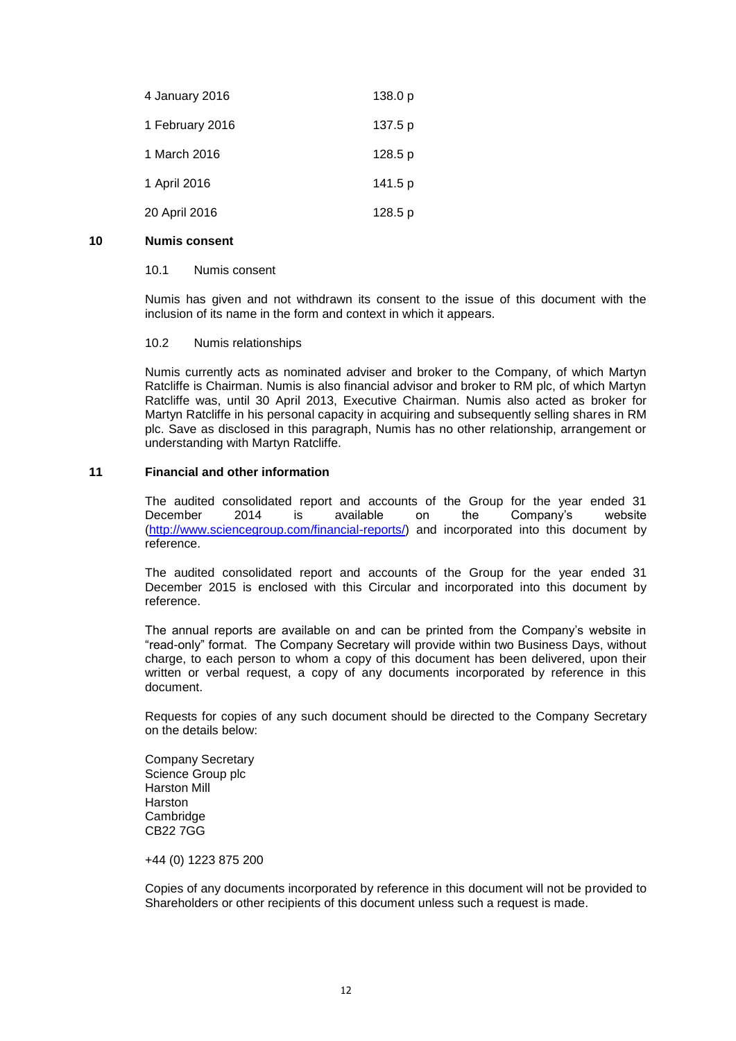| | |
|---|---|
| 4 January 2016 | 138.0 p |
| 1 February 2016 | 137.5 p |
| 1 March 2016 | 128.5 p |
| 1 April 2016 | 141.5 p |
| 20 April 2016 | 128.5 p |

## 10 Numis consent

### 10.1 Numis consent

Numis has given and not withdrawn its consent to the issue of this document with the inclusion of its name in the form and context in which it appears.

### 10.2 Numis relationships

Numis currently acts as nominated adviser and broker to the Company, of which Martyn Ratcliffe is Chairman. Numis is also financial advisor and broker to RM plc, of which Martyn Ratcliffe was, until 30 April 2013, Executive Chairman. Numis also acted as broker for Martyn Ratcliffe in his personal capacity in acquiring and subsequently selling shares in RM plc. Save as disclosed in this paragraph, Numis has no other relationship, arrangement or understanding with Martyn Ratcliffe.

## 11 Financial and other information

The audited consolidated report and accounts of the Group for the year ended 31 December 2014 is available on the Company's website (http://www.sciencegroup.com/financial-reports/) and incorporated into this document by reference.

The audited consolidated report and accounts of the Group for the year ended 31 December 2015 is enclosed with this Circular and incorporated into this document by reference.

The annual reports are available on and can be printed from the Company's website in "read-only" format. The Company Secretary will provide within two Business Days, without charge, to each person to whom a copy of this document has been delivered, upon their written or verbal request, a copy of any documents incorporated by reference in this document.

Requests for copies of any such document should be directed to the Company Secretary on the details below:

Company Secretary
Science Group plc
Harston Mill
Harston
Cambridge
CB22 7GG

+44 (0) 1223 875 200

Copies of any documents incorporated by reference in this document will not be provided to Shareholders or other recipients of this document unless such a request is made.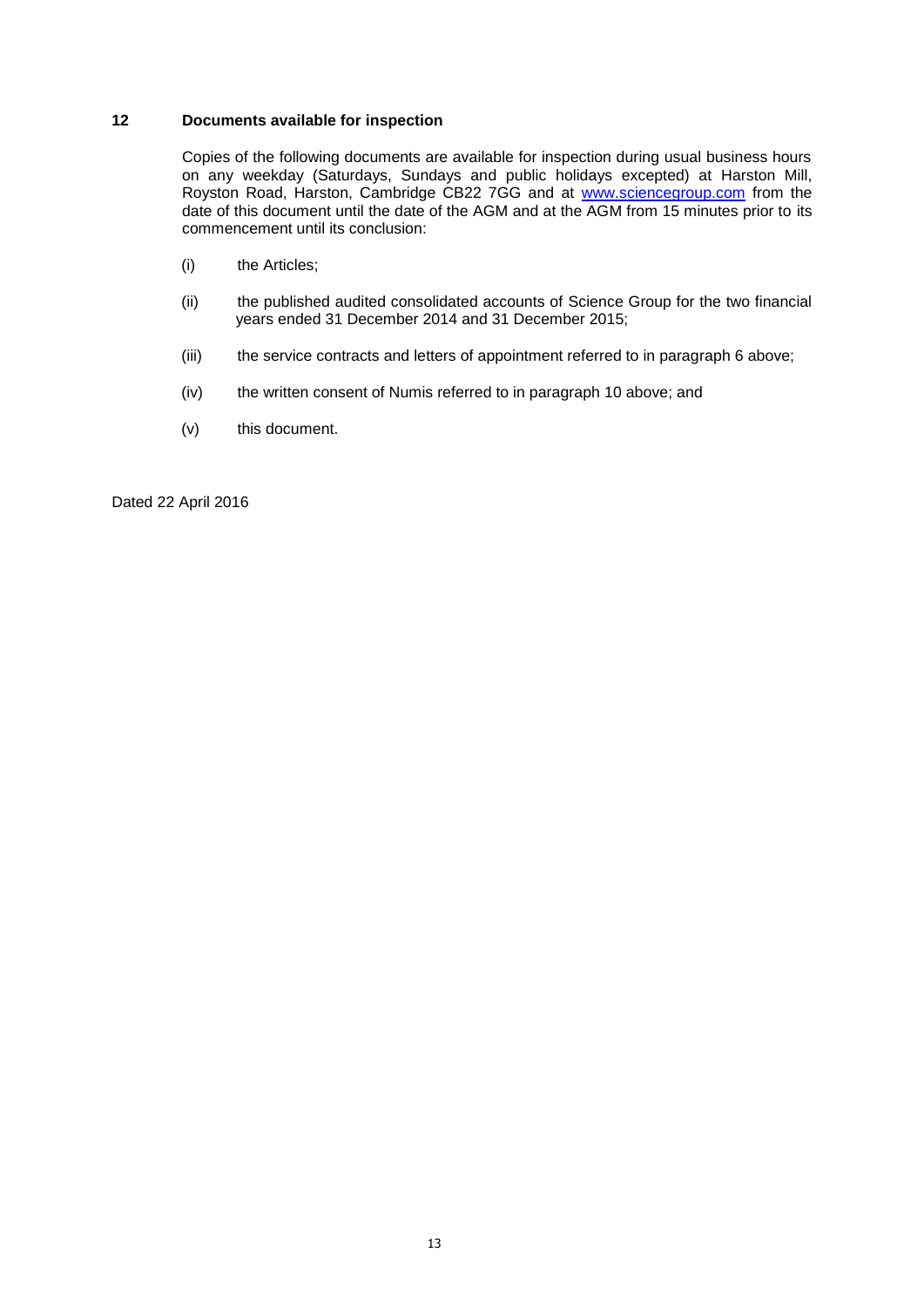## 12 Documents available for inspection

Copies of the following documents are available for inspection during usual business hours on any weekday (Saturdays, Sundays and public holidays excepted) at Harston Mill, Royston Road, Harston, Cambridge CB22 7GG and at www.sciencegroup.com from the date of this document until the date of the AGM and at the AGM from 15 minutes prior to its commencement until its conclusion:

(i) the Articles;

(ii) the published audited consolidated accounts of Science Group for the two financial years ended 31 December 2014 and 31 December 2015;

(iii) the service contracts and letters of appointment referred to in paragraph 6 above;

(iv) the written consent of Numis referred to in paragraph 10 above; and

(v) this document.

Dated 22 April 2016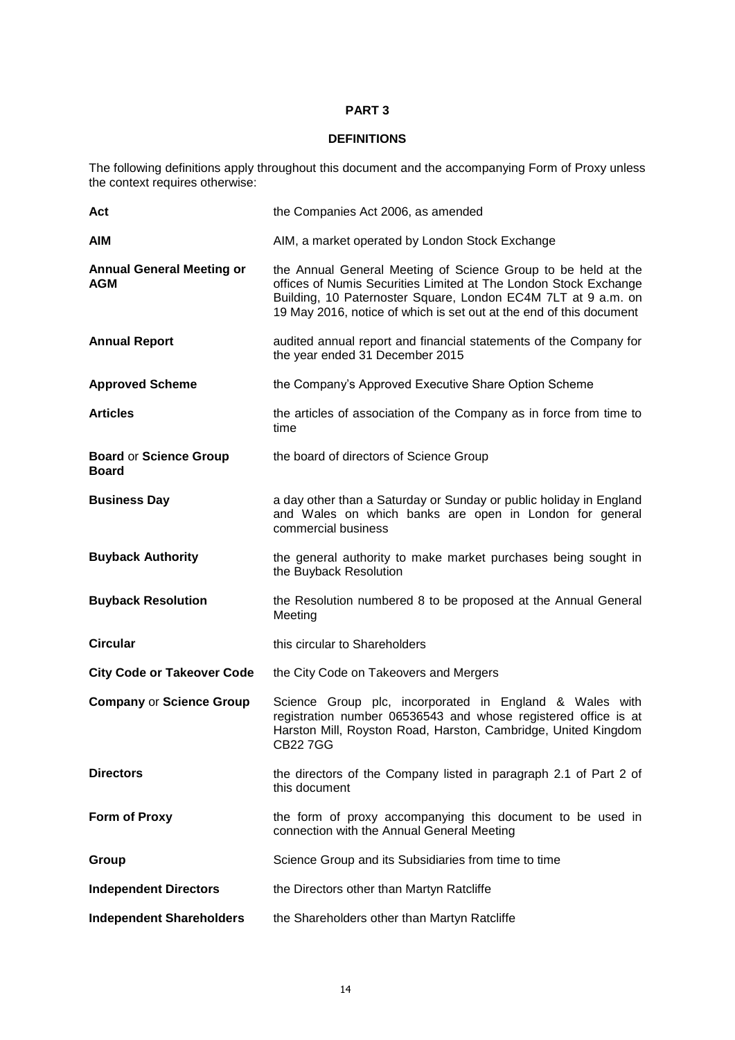# PART 3

## DEFINITIONS

The following definitions apply throughout this document and the accompanying Form of Proxy unless the context requires otherwise:

| | |
|---|---|
| **Act** | the Companies Act 2006, as amended |
| **AIM** | AIM, a market operated by London Stock Exchange |
| **Annual General Meeting or AGM** | the Annual General Meeting of Science Group to be held at the offices of Numis Securities Limited at The London Stock Exchange Building, 10 Paternoster Square, London EC4M 7LT at 9 a.m. on 19 May 2016, notice of which is set out at the end of this document |
| **Annual Report** | audited annual report and financial statements of the Company for the year ended 31 December 2015 |
| **Approved Scheme** | the Company's Approved Executive Share Option Scheme |
| **Articles** | the articles of association of the Company as in force from time to time |
| **Board** or **Science Group Board** | the board of directors of Science Group |
| **Business Day** | a day other than a Saturday or Sunday or public holiday in England and Wales on which banks are open in London for general commercial business |
| **Buyback Authority** | the general authority to make market purchases being sought in the Buyback Resolution |
| **Buyback Resolution** | the Resolution numbered 8 to be proposed at the Annual General Meeting |
| **Circular** | this circular to Shareholders |
| **City Code or Takeover Code** | the City Code on Takeovers and Mergers |
| **Company** or **Science Group** | Science Group plc, incorporated in England & Wales with registration number 06536543 and whose registered office is at Harston Mill, Royston Road, Harston, Cambridge, United Kingdom CB22 7GG |
| **Directors** | the directors of the Company listed in paragraph 2.1 of Part 2 of this document |
| **Form of Proxy** | the form of proxy accompanying this document to be used in connection with the Annual General Meeting |
| **Group** | Science Group and its Subsidiaries from time to time |
| **Independent Directors** | the Directors other than Martyn Ratcliffe |
| **Independent Shareholders** | the Shareholders other than Martyn Ratcliffe |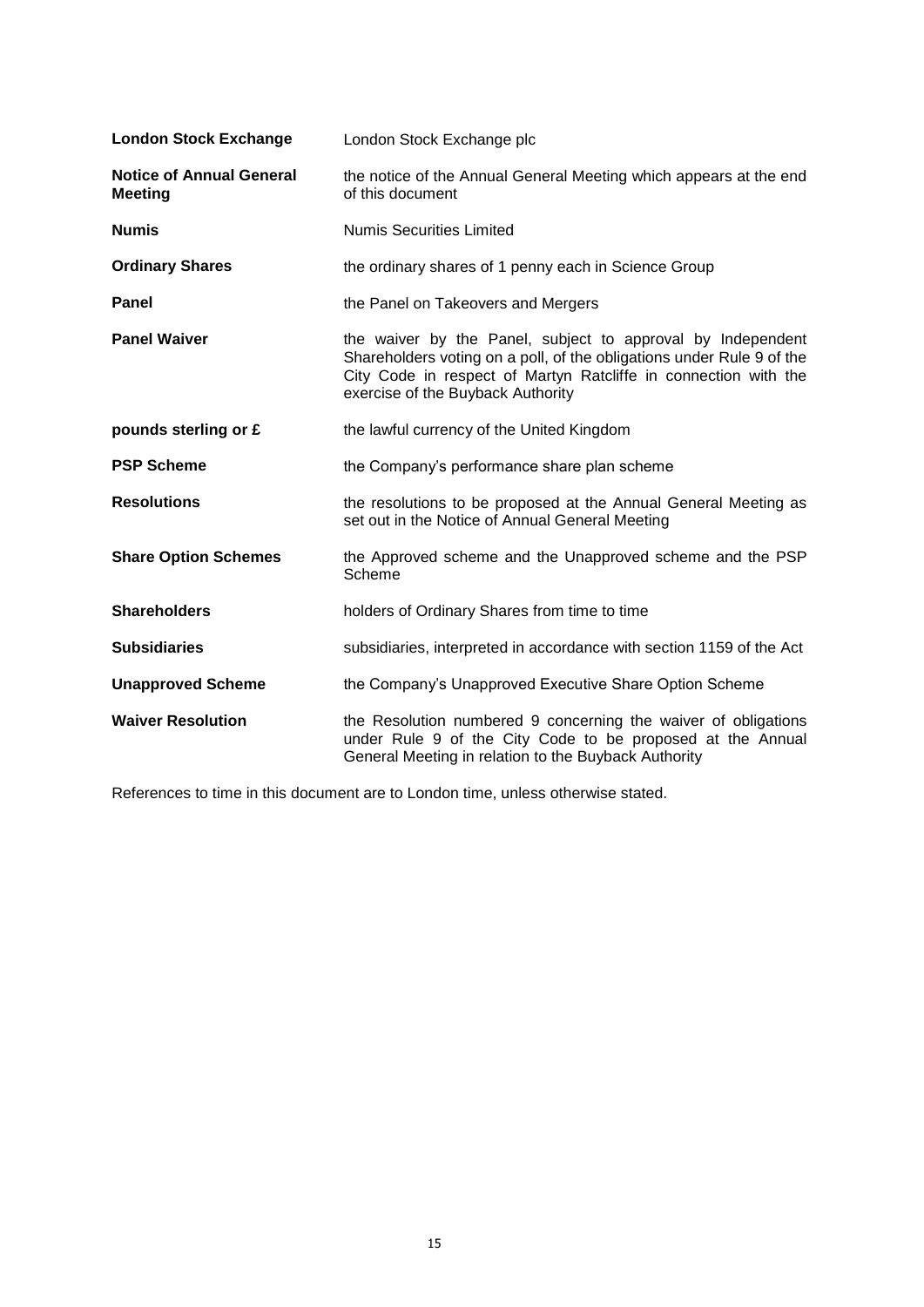| | |
|---|---|
| **London Stock Exchange** | London Stock Exchange plc |
| **Notice of Annual General Meeting** | the notice of the Annual General Meeting which appears at the end of this document |
| **Numis** | Numis Securities Limited |
| **Ordinary Shares** | the ordinary shares of 1 penny each in Science Group |
| **Panel** | the Panel on Takeovers and Mergers |
| **Panel Waiver** | the waiver by the Panel, subject to approval by Independent Shareholders voting on a poll, of the obligations under Rule 9 of the City Code in respect of Martyn Ratcliffe in connection with the exercise of the Buyback Authority |
| **pounds sterling or £** | the lawful currency of the United Kingdom |
| **PSP Scheme** | the Company's performance share plan scheme |
| **Resolutions** | the resolutions to be proposed at the Annual General Meeting as set out in the Notice of Annual General Meeting |
| **Share Option Schemes** | the Approved scheme and the Unapproved scheme and the PSP Scheme |
| **Shareholders** | holders of Ordinary Shares from time to time |
| **Subsidiaries** | subsidiaries, interpreted in accordance with section 1159 of the Act |
| **Unapproved Scheme** | the Company's Unapproved Executive Share Option Scheme |
| **Waiver Resolution** | the Resolution numbered 9 concerning the waiver of obligations under Rule 9 of the City Code to be proposed at the Annual General Meeting in relation to the Buyback Authority |

References to time in this document are to London time, unless otherwise stated.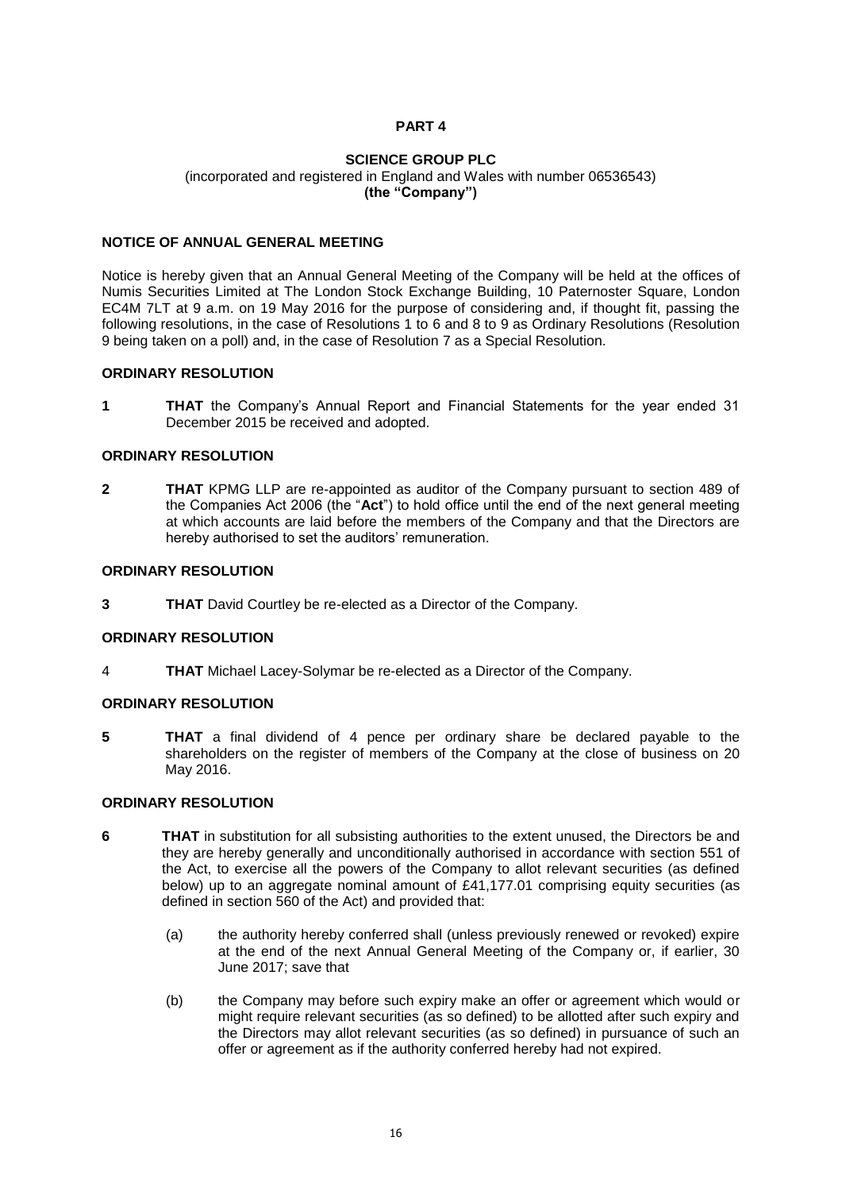**PART 4**

**SCIENCE GROUP PLC**
(incorporated and registered in England and Wales with number 06536543)
**(the "Company")**

**NOTICE OF ANNUAL GENERAL MEETING**

Notice is hereby given that an Annual General Meeting of the Company will be held at the offices of Numis Securities Limited at The London Stock Exchange Building, 10 Paternoster Square, London EC4M 7LT at 9 a.m. on 19 May 2016 for the purpose of considering and, if thought fit, passing the following resolutions, in the case of Resolutions 1 to 6 and 8 to 9 as Ordinary Resolutions (Resolution 9 being taken on a poll) and, in the case of Resolution 7 as a Special Resolution.

**ORDINARY RESOLUTION**

**1** **THAT** the Company's Annual Report and Financial Statements for the year ended 31 December 2015 be received and adopted.

**ORDINARY RESOLUTION**

**2** **THAT** KPMG LLP are re-appointed as auditor of the Company pursuant to section 489 of the Companies Act 2006 (the "**Act**") to hold office until the end of the next general meeting at which accounts are laid before the members of the Company and that the Directors are hereby authorised to set the auditors' remuneration.

**ORDINARY RESOLUTION**

**3** **THAT** David Courtley be re-elected as a Director of the Company.

**ORDINARY RESOLUTION**

4 **THAT** Michael Lacey-Solymar be re-elected as a Director of the Company.

**ORDINARY RESOLUTION**

**5** **THAT** a final dividend of 4 pence per ordinary share be declared payable to the shareholders on the register of members of the Company at the close of business on 20 May 2016.

**ORDINARY RESOLUTION**

**6** **THAT** in substitution for all subsisting authorities to the extent unused, the Directors be and they are hereby generally and unconditionally authorised in accordance with section 551 of the Act, to exercise all the powers of the Company to allot relevant securities (as defined below) up to an aggregate nominal amount of £41,177.01 comprising equity securities (as defined in section 560 of the Act) and provided that:

(a) the authority hereby conferred shall (unless previously renewed or revoked) expire at the end of the next Annual General Meeting of the Company or, if earlier, 30 June 2017; save that

(b) the Company may before such expiry make an offer or agreement which would or might require relevant securities (as so defined) to be allotted after such expiry and the Directors may allot relevant securities (as so defined) in pursuance of such an offer or agreement as if the authority conferred hereby had not expired.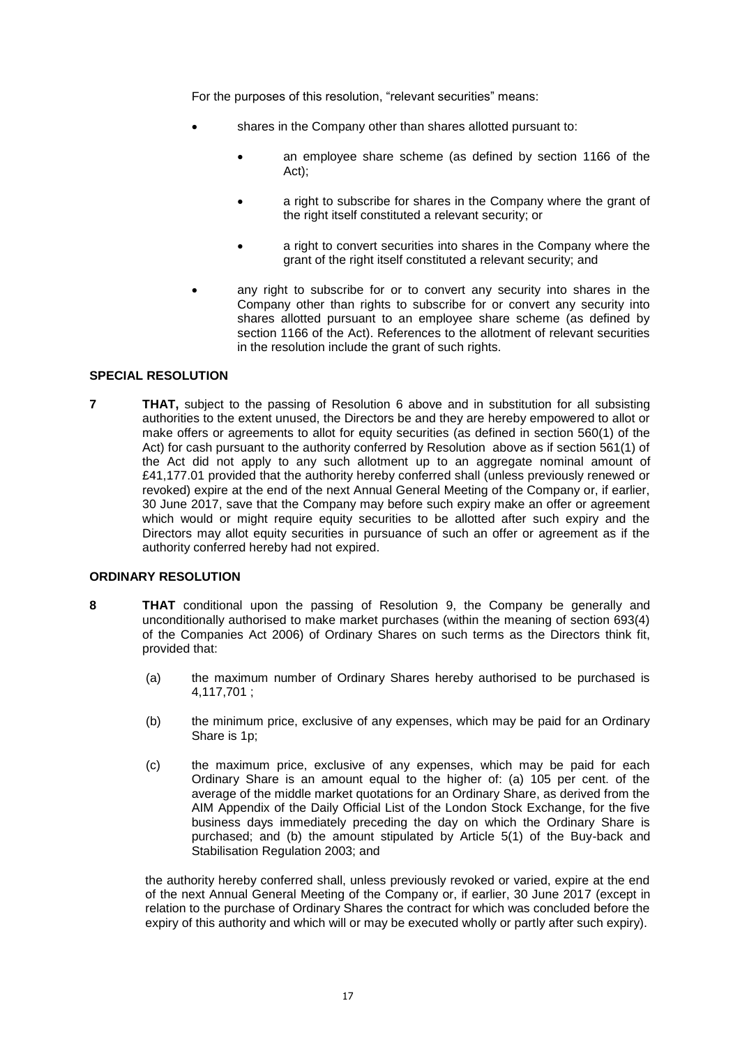For the purposes of this resolution, "relevant securities" means:

- shares in the Company other than shares allotted pursuant to:
  - an employee share scheme (as defined by section 1166 of the Act);
  - a right to subscribe for shares in the Company where the grant of the right itself constituted a relevant security; or
  - a right to convert securities into shares in the Company where the grant of the right itself constituted a relevant security; and
- any right to subscribe for or to convert any security into shares in the Company other than rights to subscribe for or convert any security into shares allotted pursuant to an employee share scheme (as defined by section 1166 of the Act). References to the allotment of relevant securities in the resolution include the grant of such rights.

**SPECIAL RESOLUTION**

**7** **THAT,** subject to the passing of Resolution 6 above and in substitution for all subsisting authorities to the extent unused, the Directors be and they are hereby empowered to allot or make offers or agreements to allot for equity securities (as defined in section 560(1) of the Act) for cash pursuant to the authority conferred by Resolution above as if section 561(1) of the Act did not apply to any such allotment up to an aggregate nominal amount of £41,177.01 provided that the authority hereby conferred shall (unless previously renewed or revoked) expire at the end of the next Annual General Meeting of the Company or, if earlier, 30 June 2017, save that the Company may before such expiry make an offer or agreement which would or might require equity securities to be allotted after such expiry and the Directors may allot equity securities in pursuance of such an offer or agreement as if the authority conferred hereby had not expired.

**ORDINARY RESOLUTION**

**8** **THAT** conditional upon the passing of Resolution 9, the Company be generally and unconditionally authorised to make market purchases (within the meaning of section 693(4) of the Companies Act 2006) of Ordinary Shares on such terms as the Directors think fit, provided that:

(a) the maximum number of Ordinary Shares hereby authorised to be purchased is 4,117,701 ;

(b) the minimum price, exclusive of any expenses, which may be paid for an Ordinary Share is 1p;

(c) the maximum price, exclusive of any expenses, which may be paid for each Ordinary Share is an amount equal to the higher of: (a) 105 per cent. of the average of the middle market quotations for an Ordinary Share, as derived from the AIM Appendix of the Daily Official List of the London Stock Exchange, for the five business days immediately preceding the day on which the Ordinary Share is purchased; and (b) the amount stipulated by Article 5(1) of the Buy-back and Stabilisation Regulation 2003; and

the authority hereby conferred shall, unless previously revoked or varied, expire at the end of the next Annual General Meeting of the Company or, if earlier, 30 June 2017 (except in relation to the purchase of Ordinary Shares the contract for which was concluded before the expiry of this authority and which will or may be executed wholly or partly after such expiry).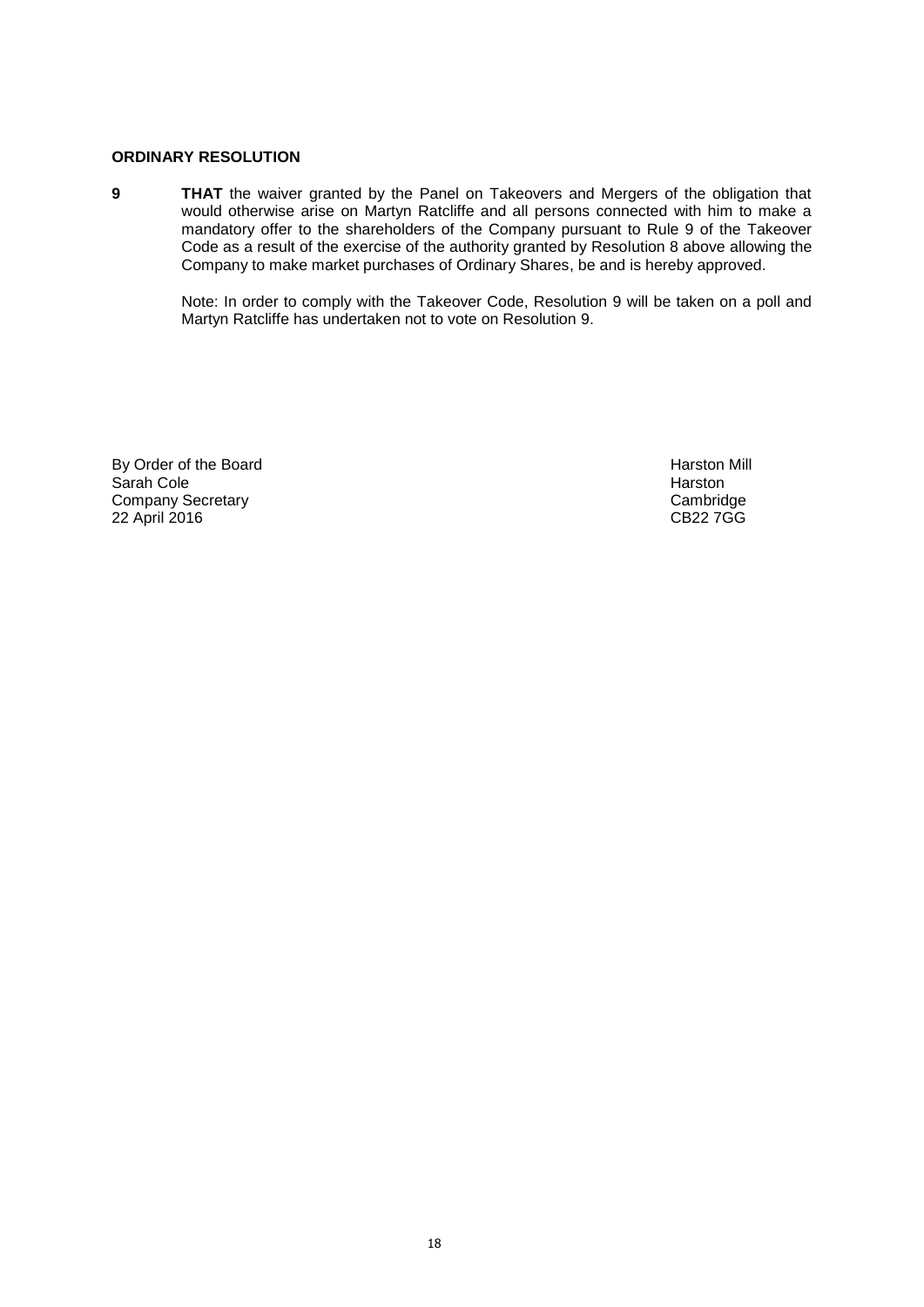**ORDINARY RESOLUTION**

**9** **THAT** the waiver granted by the Panel on Takeovers and Mergers of the obligation that would otherwise arise on Martyn Ratcliffe and all persons connected with him to make a mandatory offer to the shareholders of the Company pursuant to Rule 9 of the Takeover Code as a result of the exercise of the authority granted by Resolution 8 above allowing the Company to make market purchases of Ordinary Shares, be and is hereby approved.

Note: In order to comply with the Takeover Code, Resolution 9 will be taken on a poll and Martyn Ratcliffe has undertaken not to vote on Resolution 9.

By Order of the Board
Sarah Cole
Company Secretary
22 April 2016

Harston Mill
Harston
Cambridge
CB22 7GG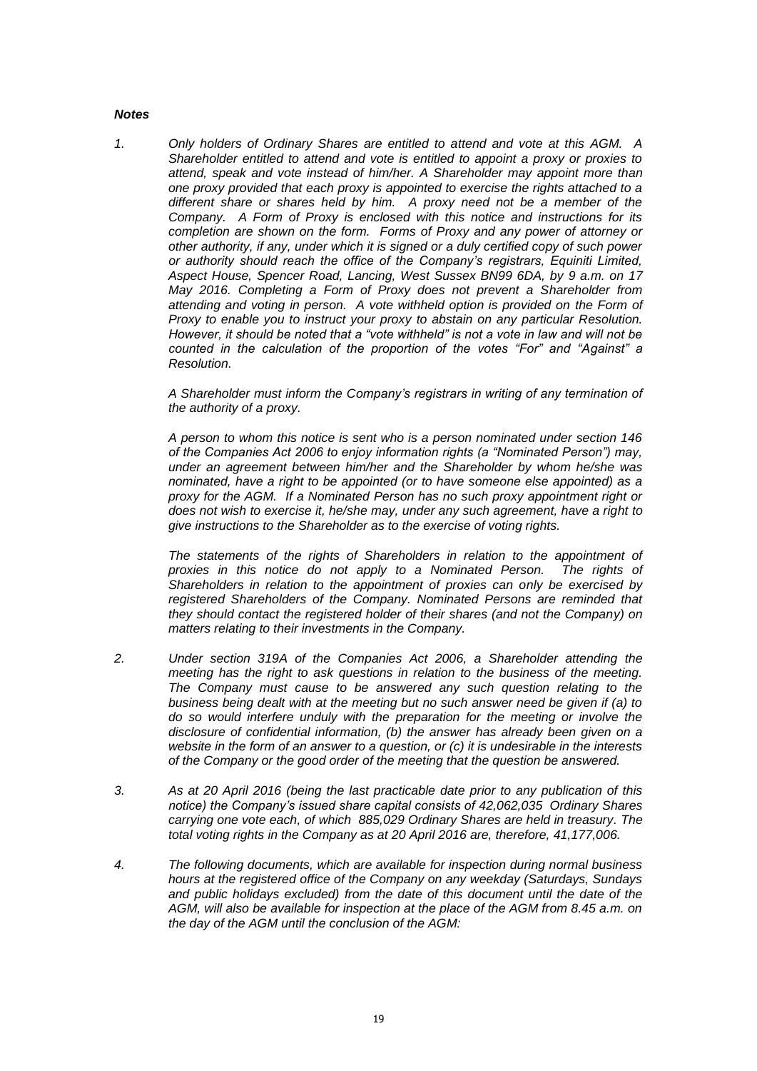***Notes***

*1. Only holders of Ordinary Shares are entitled to attend and vote at this AGM. A Shareholder entitled to attend and vote is entitled to appoint a proxy or proxies to attend, speak and vote instead of him/her. A Shareholder may appoint more than one proxy provided that each proxy is appointed to exercise the rights attached to a different share or shares held by him. A proxy need not be a member of the Company. A Form of Proxy is enclosed with this notice and instructions for its completion are shown on the form. Forms of Proxy and any power of attorney or other authority, if any, under which it is signed or a duly certified copy of such power or authority should reach the office of the Company's registrars, Equiniti Limited, Aspect House, Spencer Road, Lancing, West Sussex BN99 6DA, by 9 a.m. on 17 May 2016. Completing a Form of Proxy does not prevent a Shareholder from attending and voting in person. A vote withheld option is provided on the Form of Proxy to enable you to instruct your proxy to abstain on any particular Resolution. However, it should be noted that a "vote withheld" is not a vote in law and will not be counted in the calculation of the proportion of the votes "For" and "Against" a Resolution.*

*A Shareholder must inform the Company's registrars in writing of any termination of the authority of a proxy.*

*A person to whom this notice is sent who is a person nominated under section 146 of the Companies Act 2006 to enjoy information rights (a "Nominated Person") may, under an agreement between him/her and the Shareholder by whom he/she was nominated, have a right to be appointed (or to have someone else appointed) as a proxy for the AGM. If a Nominated Person has no such proxy appointment right or does not wish to exercise it, he/she may, under any such agreement, have a right to give instructions to the Shareholder as to the exercise of voting rights.*

*The statements of the rights of Shareholders in relation to the appointment of proxies in this notice do not apply to a Nominated Person. The rights of Shareholders in relation to the appointment of proxies can only be exercised by registered Shareholders of the Company. Nominated Persons are reminded that they should contact the registered holder of their shares (and not the Company) on matters relating to their investments in the Company.*

*2. Under section 319A of the Companies Act 2006, a Shareholder attending the meeting has the right to ask questions in relation to the business of the meeting. The Company must cause to be answered any such question relating to the business being dealt with at the meeting but no such answer need be given if (a) to do so would interfere unduly with the preparation for the meeting or involve the disclosure of confidential information, (b) the answer has already been given on a website in the form of an answer to a question, or (c) it is undesirable in the interests of the Company or the good order of the meeting that the question be answered.*

*3. As at 20 April 2016 (being the last practicable date prior to any publication of this notice) the Company's issued share capital consists of 42,062,035 Ordinary Shares carrying one vote each, of which 885,029 Ordinary Shares are held in treasury. The total voting rights in the Company as at 20 April 2016 are, therefore, 41,177,006.*

*4. The following documents, which are available for inspection during normal business hours at the registered office of the Company on any weekday (Saturdays, Sundays and public holidays excluded) from the date of this document until the date of the AGM, will also be available for inspection at the place of the AGM from 8.45 a.m. on the day of the AGM until the conclusion of the AGM:*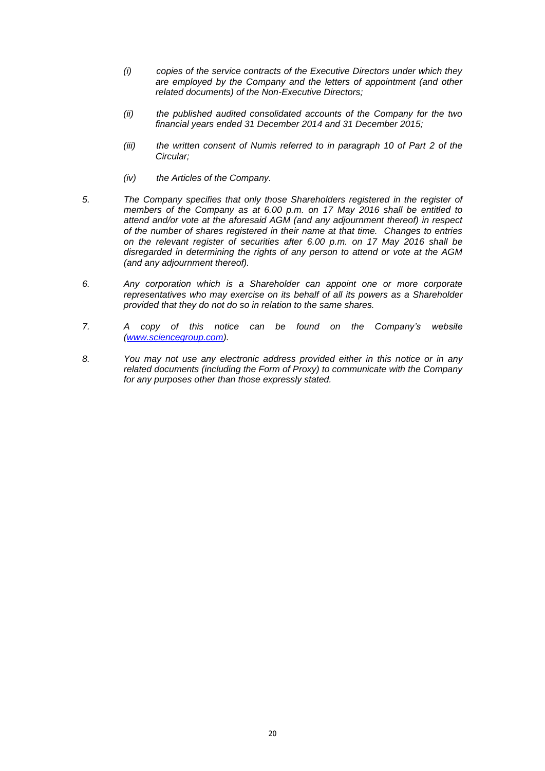*(i) copies of the service contracts of the Executive Directors under which they are employed by the Company and the letters of appointment (and other related documents) of the Non-Executive Directors;*

*(ii) the published audited consolidated accounts of the Company for the two financial years ended 31 December 2014 and 31 December 2015;*

*(iii) the written consent of Numis referred to in paragraph 10 of Part 2 of the Circular;*

*(iv) the Articles of the Company.*

*5. The Company specifies that only those Shareholders registered in the register of members of the Company as at 6.00 p.m. on 17 May 2016 shall be entitled to attend and/or vote at the aforesaid AGM (and any adjournment thereof) in respect of the number of shares registered in their name at that time. Changes to entries on the relevant register of securities after 6.00 p.m. on 17 May 2016 shall be disregarded in determining the rights of any person to attend or vote at the AGM (and any adjournment thereof).*

*6. Any corporation which is a Shareholder can appoint one or more corporate representatives who may exercise on its behalf of all its powers as a Shareholder provided that they do not do so in relation to the same shares.*

*7. A copy of this notice can be found on the Company's website ([www.sciencegroup.com](http://www.sciencegroup.com)).*

*8. You may not use any electronic address provided either in this notice or in any related documents (including the Form of Proxy) to communicate with the Company for any purposes other than those expressly stated.*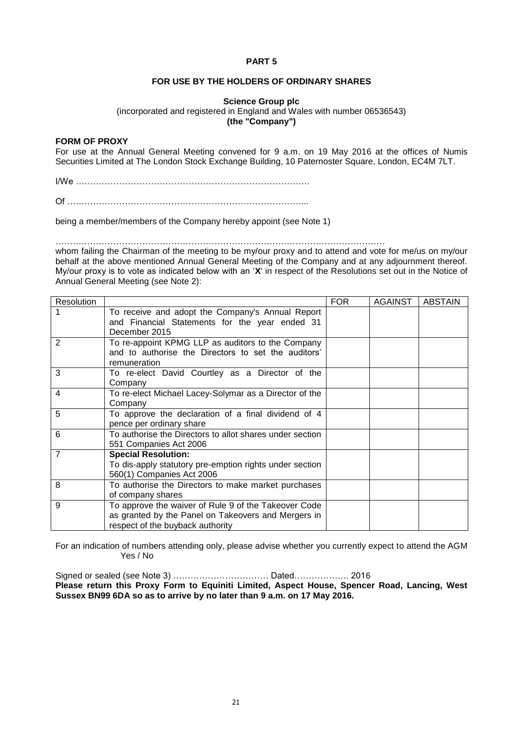**PART 5**

**FOR USE BY THE HOLDERS OF ORDINARY SHARES**

**Science Group plc**
(incorporated and registered in England and Wales with number 06536543)
**(the "Company")**

**FORM OF PROXY**
For use at the Annual General Meeting convened for 9 a.m. on 19 May 2016 at the offices of Numis Securities Limited at The London Stock Exchange Building, 10 Paternoster Square, London, EC4M 7LT.

I/We ………………………………………………………………………

Of ………………………………………………………………………..

being a member/members of the Company hereby appoint (see Note 1)

…………………………………………………………………………………………………
whom failing the Chairman of the meeting to be my/our proxy and to attend and vote for me/us on my/our behalf at the above mentioned Annual General Meeting of the Company and at any adjournment thereof. My/our proxy is to vote as indicated below with an '**X**' in respect of the Resolutions set out in the Notice of Annual General Meeting (see Note 2):

| Resolution | | FOR | AGAINST | ABSTAIN |
|---|---|---|---|---|
| 1 | To receive and adopt the Company's Annual Report and Financial Statements for the year ended 31 December 2015 | | | |
| 2 | To re-appoint KPMG LLP as auditors to the Company and to authorise the Directors to set the auditors' remuneration | | | |
| 3 | To re-elect David Courtley as a Director of the Company | | | |
| 4 | To re-elect Michael Lacey-Solymar as a Director of the Company | | | |
| 5 | To approve the declaration of a final dividend of 4 pence per ordinary share | | | |
| 6 | To authorise the Directors to allot shares under section 551 Companies Act 2006 | | | |
| 7 | **Special Resolution:** To dis-apply statutory pre-emption rights under section 560(1) Companies Act 2006 | | | |
| 8 | To authorise the Directors to make market purchases of company shares | | | |
| 9 | To approve the waiver of Rule 9 of the Takeover Code as granted by the Panel on Takeovers and Mergers in respect of the buyback authority | | | |

For an indication of numbers attending only, please advise whether you currently expect to attend the AGM Yes / No

Signed or sealed (see Note 3) …………………………… Dated………………. 2016

**Please return this Proxy Form to Equiniti Limited, Aspect House, Spencer Road, Lancing, West Sussex BN99 6DA so as to arrive by no later than 9 a.m. on 17 May 2016.**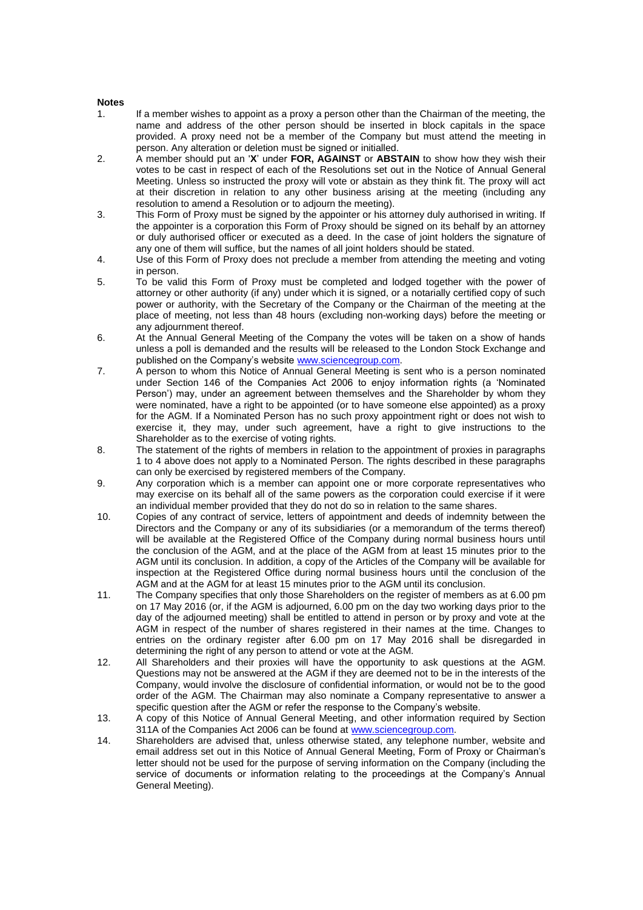**Notes**

1. If a member wishes to appoint as a proxy a person other than the Chairman of the meeting, the name and address of the other person should be inserted in block capitals in the space provided. A proxy need not be a member of the Company but must attend the meeting in person. Any alteration or deletion must be signed or initialled.
2. A member should put an '**X**' under **FOR, AGAINST** or **ABSTAIN** to show how they wish their votes to be cast in respect of each of the Resolutions set out in the Notice of Annual General Meeting. Unless so instructed the proxy will vote or abstain as they think fit. The proxy will act at their discretion in relation to any other business arising at the meeting (including any resolution to amend a Resolution or to adjourn the meeting).
3. This Form of Proxy must be signed by the appointer or his attorney duly authorised in writing. If the appointer is a corporation this Form of Proxy should be signed on its behalf by an attorney or duly authorised officer or executed as a deed. In the case of joint holders the signature of any one of them will suffice, but the names of all joint holders should be stated.
4. Use of this Form of Proxy does not preclude a member from attending the meeting and voting in person.
5. To be valid this Form of Proxy must be completed and lodged together with the power of attorney or other authority (if any) under which it is signed, or a notarially certified copy of such power or authority, with the Secretary of the Company or the Chairman of the meeting at the place of meeting, not less than 48 hours (excluding non-working days) before the meeting or any adjournment thereof.
6. At the Annual General Meeting of the Company the votes will be taken on a show of hands unless a poll is demanded and the results will be released to the London Stock Exchange and published on the Company's website www.sciencegroup.com.
7. A person to whom this Notice of Annual General Meeting is sent who is a person nominated under Section 146 of the Companies Act 2006 to enjoy information rights (a 'Nominated Person') may, under an agreement between themselves and the Shareholder by whom they were nominated, have a right to be appointed (or to have someone else appointed) as a proxy for the AGM. If a Nominated Person has no such proxy appointment right or does not wish to exercise it, they may, under such agreement, have a right to give instructions to the Shareholder as to the exercise of voting rights.
8. The statement of the rights of members in relation to the appointment of proxies in paragraphs 1 to 4 above does not apply to a Nominated Person. The rights described in these paragraphs can only be exercised by registered members of the Company.
9. Any corporation which is a member can appoint one or more corporate representatives who may exercise on its behalf all of the same powers as the corporation could exercise if it were an individual member provided that they do not do so in relation to the same shares.
10. Copies of any contract of service, letters of appointment and deeds of indemnity between the Directors and the Company or any of its subsidiaries (or a memorandum of the terms thereof) will be available at the Registered Office of the Company during normal business hours until the conclusion of the AGM, and at the place of the AGM from at least 15 minutes prior to the AGM until its conclusion. In addition, a copy of the Articles of the Company will be available for inspection at the Registered Office during normal business hours until the conclusion of the AGM and at the AGM for at least 15 minutes prior to the AGM until its conclusion.
11. The Company specifies that only those Shareholders on the register of members as at 6.00 pm on 17 May 2016 (or, if the AGM is adjourned, 6.00 pm on the day two working days prior to the day of the adjourned meeting) shall be entitled to attend in person or by proxy and vote at the AGM in respect of the number of shares registered in their names at the time. Changes to entries on the ordinary register after 6.00 pm on 17 May 2016 shall be disregarded in determining the right of any person to attend or vote at the AGM.
12. All Shareholders and their proxies will have the opportunity to ask questions at the AGM. Questions may not be answered at the AGM if they are deemed not to be in the interests of the Company, would involve the disclosure of confidential information, or would not be to the good order of the AGM. The Chairman may also nominate a Company representative to answer a specific question after the AGM or refer the response to the Company's website.
13. A copy of this Notice of Annual General Meeting, and other information required by Section 311A of the Companies Act 2006 can be found at www.sciencegroup.com.
14. Shareholders are advised that, unless otherwise stated, any telephone number, website and email address set out in this Notice of Annual General Meeting, Form of Proxy or Chairman's letter should not be used for the purpose of serving information on the Company (including the service of documents or information relating to the proceedings at the Company's Annual General Meeting).